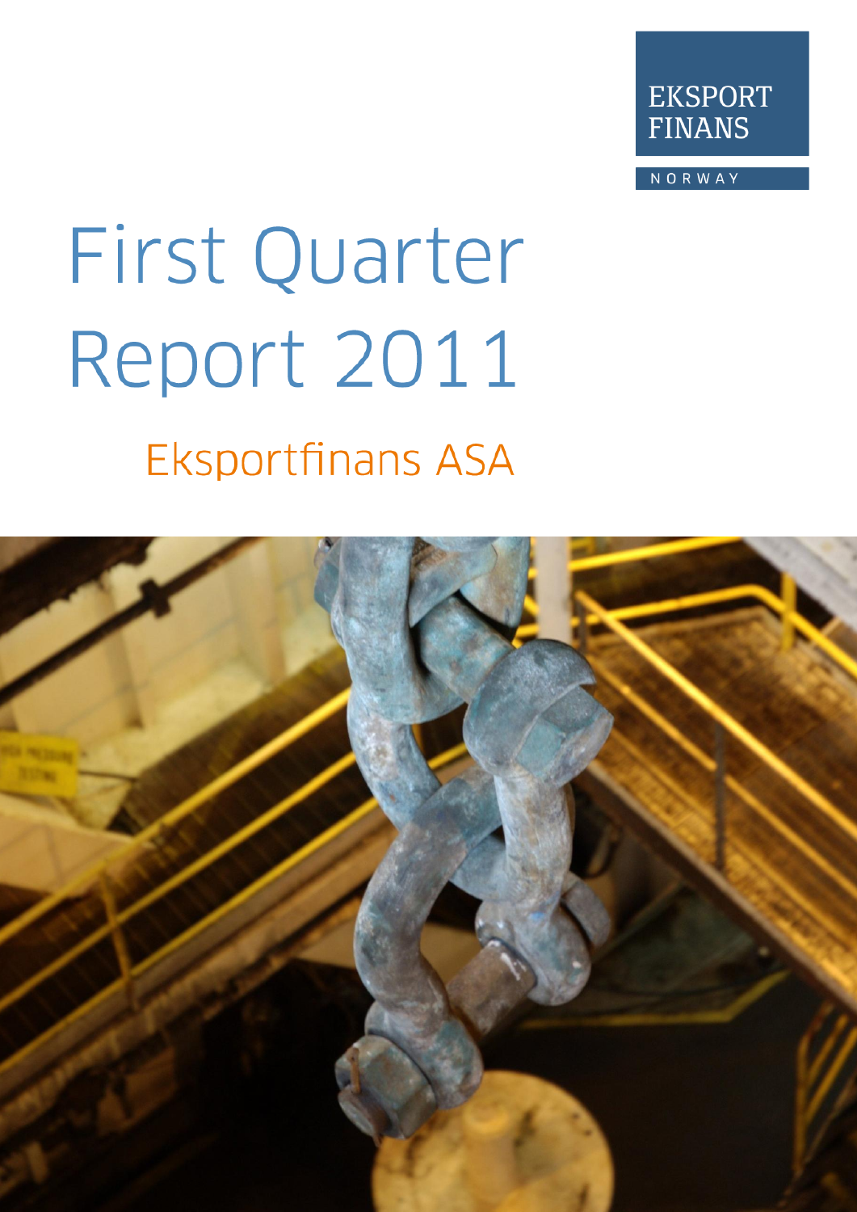EKSPORT FINANS

NORWAY

# First Quarter Report 2011

## Eksportfinans ASA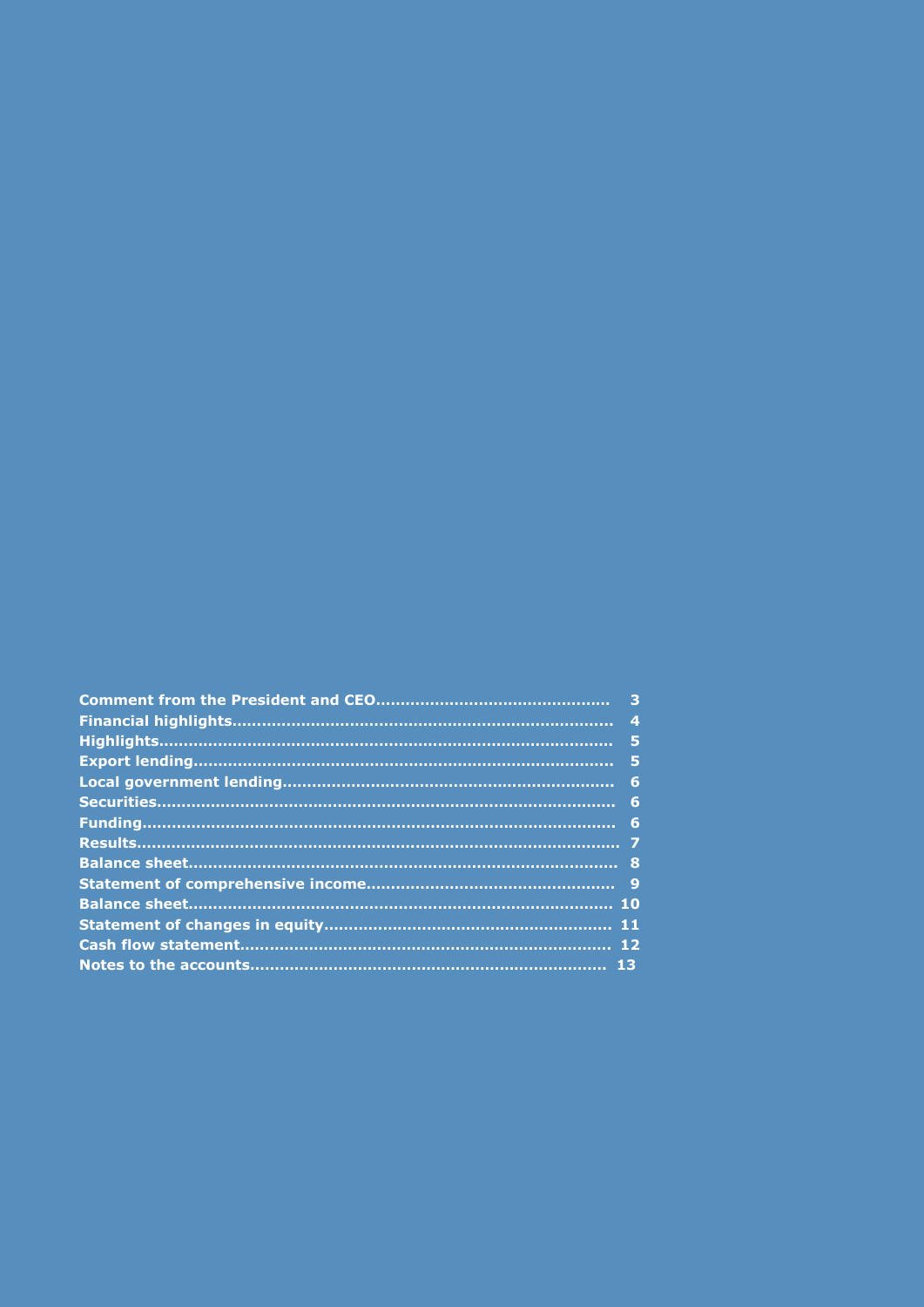| | |
|---|---|
| **Comment from the President and CEO** | **3** |
| **Financial highlights** | **4** |
| **Highlights** | **5** |
| **Export lending** | **5** |
| **Local government lending** | **6** |
| **Securities** | **6** |
| **Funding** | **6** |
| **Results** | **7** |
| **Balance sheet** | **8** |
| **Statement of comprehensive income** | **9** |
| **Balance sheet** | **10** |
| **Statement of changes in equity** | **11** |
| **Cash flow statement** | **12** |
| **Notes to the accounts** | **13** |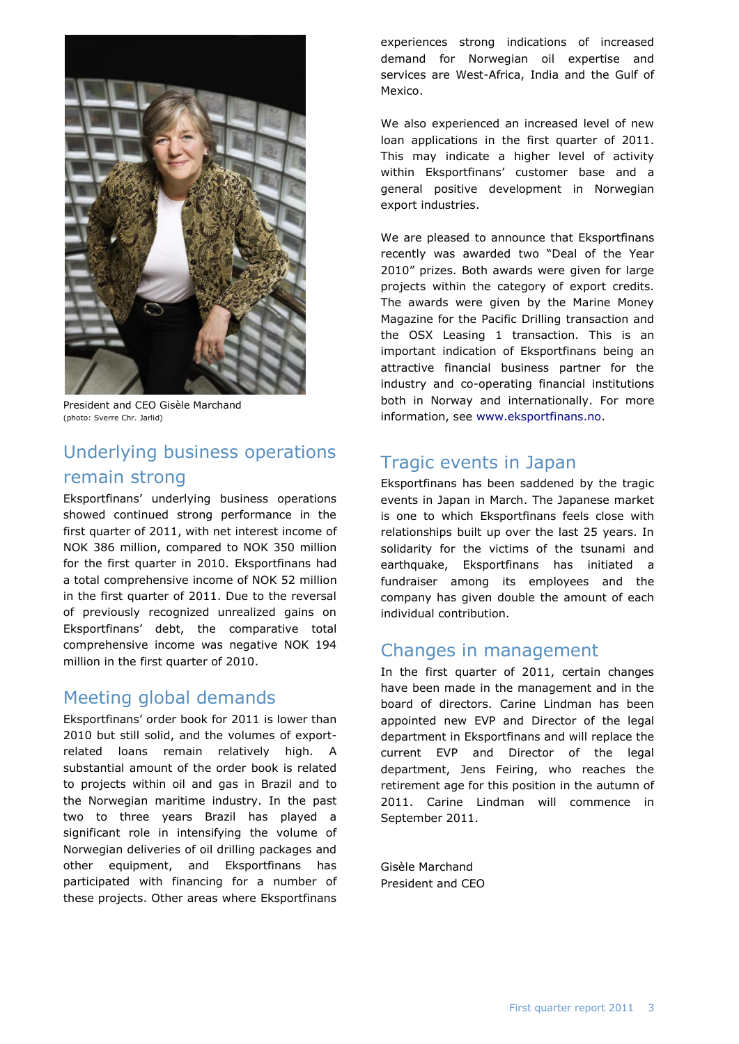President and CEO Gisèle Marchand
(photo: Sverre Chr. Jarlid)

## Underlying business operations remain strong

Eksportfinans' underlying business operations showed continued strong performance in the first quarter of 2011, with net interest income of NOK 386 million, compared to NOK 350 million for the first quarter in 2010. Eksportfinans had a total comprehensive income of NOK 52 million in the first quarter of 2011. Due to the reversal of previously recognized unrealized gains on Eksportfinans' debt, the comparative total comprehensive income was negative NOK 194 million in the first quarter of 2010.

## Meeting global demands

Eksportfinans' order book for 2011 is lower than 2010 but still solid, and the volumes of export-related loans remain relatively high. A substantial amount of the order book is related to projects within oil and gas in Brazil and to the Norwegian maritime industry. In the past two to three years Brazil has played a significant role in intensifying the volume of Norwegian deliveries of oil drilling packages and other equipment, and Eksportfinans has participated with financing for a number of these projects. Other areas where Eksportfinans experiences strong indications of increased demand for Norwegian oil expertise and services are West-Africa, India and the Gulf of Mexico.

We also experienced an increased level of new loan applications in the first quarter of 2011. This may indicate a higher level of activity within Eksportfinans' customer base and a general positive development in Norwegian export industries.

We are pleased to announce that Eksportfinans recently was awarded two "Deal of the Year 2010" prizes. Both awards were given for large projects within the category of export credits. The awards were given by the Marine Money Magazine for the Pacific Drilling transaction and the OSX Leasing 1 transaction. This is an important indication of Eksportfinans being an attractive financial business partner for the industry and co-operating financial institutions both in Norway and internationally. For more information, see www.eksportfinans.no.

## Tragic events in Japan

Eksportfinans has been saddened by the tragic events in Japan in March. The Japanese market is one to which Eksportfinans feels close with relationships built up over the last 25 years. In solidarity for the victims of the tsunami and earthquake, Eksportfinans has initiated a fundraiser among its employees and the company has given double the amount of each individual contribution.

## Changes in management

In the first quarter of 2011, certain changes have been made in the management and in the board of directors. Carine Lindman has been appointed new EVP and Director of the legal department in Eksportfinans and will replace the current EVP and Director of the legal department, Jens Feiring, who reaches the retirement age for this position in the autumn of 2011. Carine Lindman will commence in September 2011.

Gisèle Marchand
President and CEO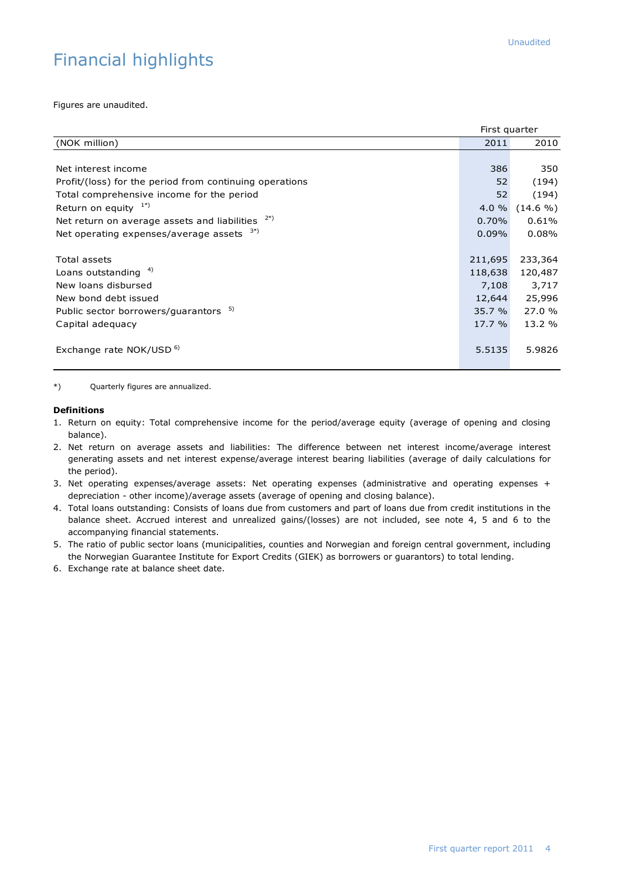# Financial highlights

Figures are unaudited.

| (NOK million) | First quarter 2011 | First quarter 2010 |
|---|---|---|
| Net interest income | 386 | 350 |
| Profit/(loss) for the period from continuing operations | 52 | (194) |
| Total comprehensive income for the period | 52 | (194) |
| Return on equity [1*)] | 4.0 % | (14.6 %) |
| Net return on average assets and liabilities [2*)] | 0.70% | 0.61% |
| Net operating expenses/average assets [3*)] | 0.09% | 0.08% |
| Total assets | 211,695 | 233,364 |
| Loans outstanding [4)] | 118,638 | 120,487 |
| New loans disbursed | 7,108 | 3,717 |
| New bond debt issued | 12,644 | 25,996 |
| Public sector borrowers/guarantors [5)] | 35.7 % | 27.0 % |
| Capital adequacy | 17.7 % | 13.2 % |
| Exchange rate NOK/USD [6)] | 5.5135 | 5.9826 |

*) Quarterly figures are annualized.

**Definitions**

1. Return on equity: Total comprehensive income for the period/average equity (average of opening and closing balance).
2. Net return on average assets and liabilities: The difference between net interest income/average interest generating assets and net interest expense/average interest bearing liabilities (average of daily calculations for the period).
3. Net operating expenses/average assets: Net operating expenses (administrative and operating expenses + depreciation - other income)/average assets (average of opening and closing balance).
4. Total loans outstanding: Consists of loans due from customers and part of loans due from credit institutions in the balance sheet. Accrued interest and unrealized gains/(losses) are not included, see note 4, 5 and 6 to the accompanying financial statements.
5. The ratio of public sector loans (municipalities, counties and Norwegian and foreign central government, including the Norwegian Guarantee Institute for Export Credits (GIEK) as borrowers or guarantors) to total lending.
6. Exchange rate at balance sheet date.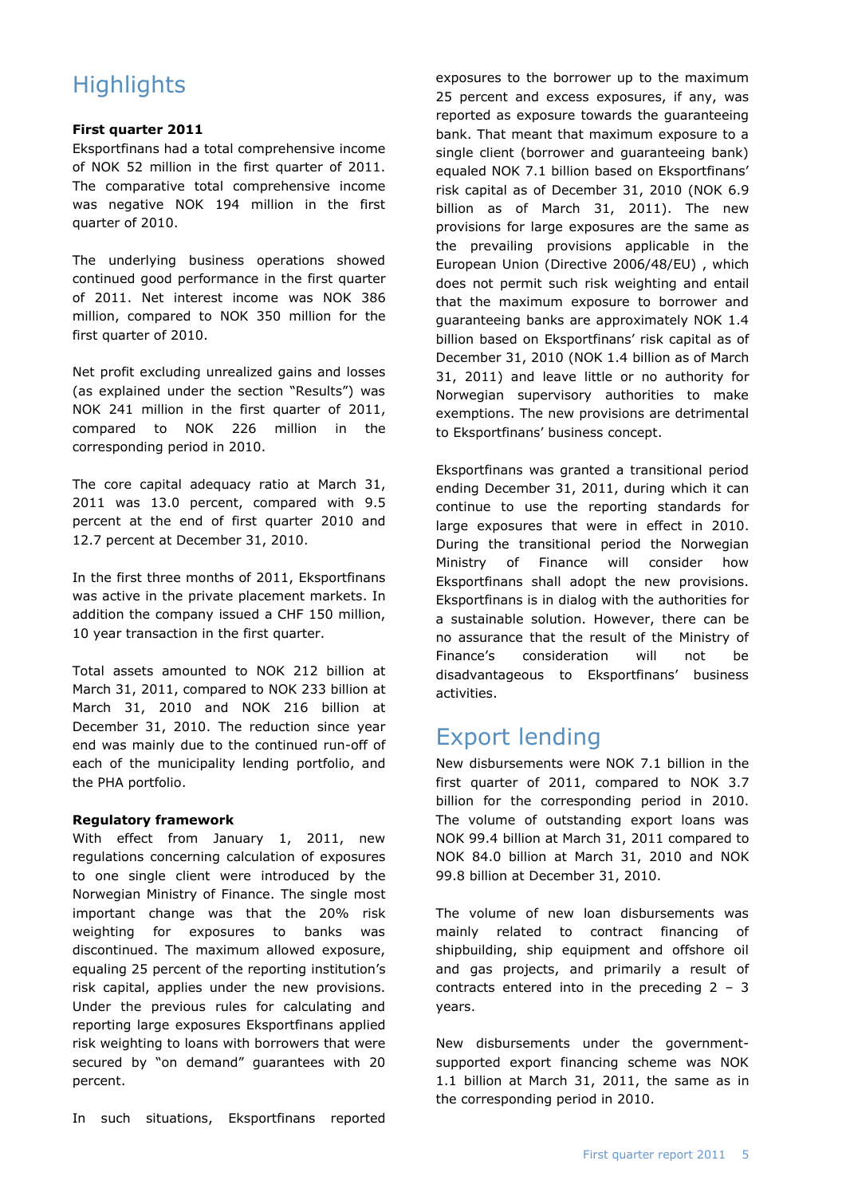# Highlights

**First quarter 2011**

Eksportfinans had a total comprehensive income of NOK 52 million in the first quarter of 2011. The comparative total comprehensive income was negative NOK 194 million in the first quarter of 2010.

The underlying business operations showed continued good performance in the first quarter of 2011. Net interest income was NOK 386 million, compared to NOK 350 million for the first quarter of 2010.

Net profit excluding unrealized gains and losses (as explained under the section "Results") was NOK 241 million in the first quarter of 2011, compared to NOK 226 million in the corresponding period in 2010.

The core capital adequacy ratio at March 31, 2011 was 13.0 percent, compared with 9.5 percent at the end of first quarter 2010 and 12.7 percent at December 31, 2010.

In the first three months of 2011, Eksportfinans was active in the private placement markets. In addition the company issued a CHF 150 million, 10 year transaction in the first quarter.

Total assets amounted to NOK 212 billion at March 31, 2011, compared to NOK 233 billion at March 31, 2010 and NOK 216 billion at December 31, 2010. The reduction since year end was mainly due to the continued run-off of each of the municipality lending portfolio, and the PHA portfolio.

**Regulatory framework**

With effect from January 1, 2011, new regulations concerning calculation of exposures to one single client were introduced by the Norwegian Ministry of Finance. The single most important change was that the 20% risk weighting for exposures to banks was discontinued. The maximum allowed exposure, equaling 25 percent of the reporting institution's risk capital, applies under the new provisions. Under the previous rules for calculating and reporting large exposures Eksportfinans applied risk weighting to loans with borrowers that were secured by "on demand" guarantees with 20 percent.

In such situations, Eksportfinans reported exposures to the borrower up to the maximum 25 percent and excess exposures, if any, was reported as exposure towards the guaranteeing bank. That meant that maximum exposure to a single client (borrower and guaranteeing bank) equaled NOK 7.1 billion based on Eksportfinans' risk capital as of December 31, 2010 (NOK 6.9 billion as of March 31, 2011). The new provisions for large exposures are the same as the prevailing provisions applicable in the European Union (Directive 2006/48/EU) , which does not permit such risk weighting and entail that the maximum exposure to borrower and guaranteeing banks are approximately NOK 1.4 billion based on Eksportfinans' risk capital as of December 31, 2010 (NOK 1.4 billion as of March 31, 2011) and leave little or no authority for Norwegian supervisory authorities to make exemptions. The new provisions are detrimental to Eksportfinans' business concept.

Eksportfinans was granted a transitional period ending December 31, 2011, during which it can continue to use the reporting standards for large exposures that were in effect in 2010. During the transitional period the Norwegian Ministry of Finance will consider how Eksportfinans shall adopt the new provisions. Eksportfinans is in dialog with the authorities for a sustainable solution. However, there can be no assurance that the result of the Ministry of Finance's consideration will not be disadvantageous to Eksportfinans' business activities.

# Export lending

New disbursements were NOK 7.1 billion in the first quarter of 2011, compared to NOK 3.7 billion for the corresponding period in 2010. The volume of outstanding export loans was NOK 99.4 billion at March 31, 2011 compared to NOK 84.0 billion at March 31, 2010 and NOK 99.8 billion at December 31, 2010.

The volume of new loan disbursements was mainly related to contract financing of shipbuilding, ship equipment and offshore oil and gas projects, and primarily a result of contracts entered into in the preceding 2 – 3 years.

New disbursements under the government-supported export financing scheme was NOK 1.1 billion at March 31, 2011, the same as in the corresponding period in 2010.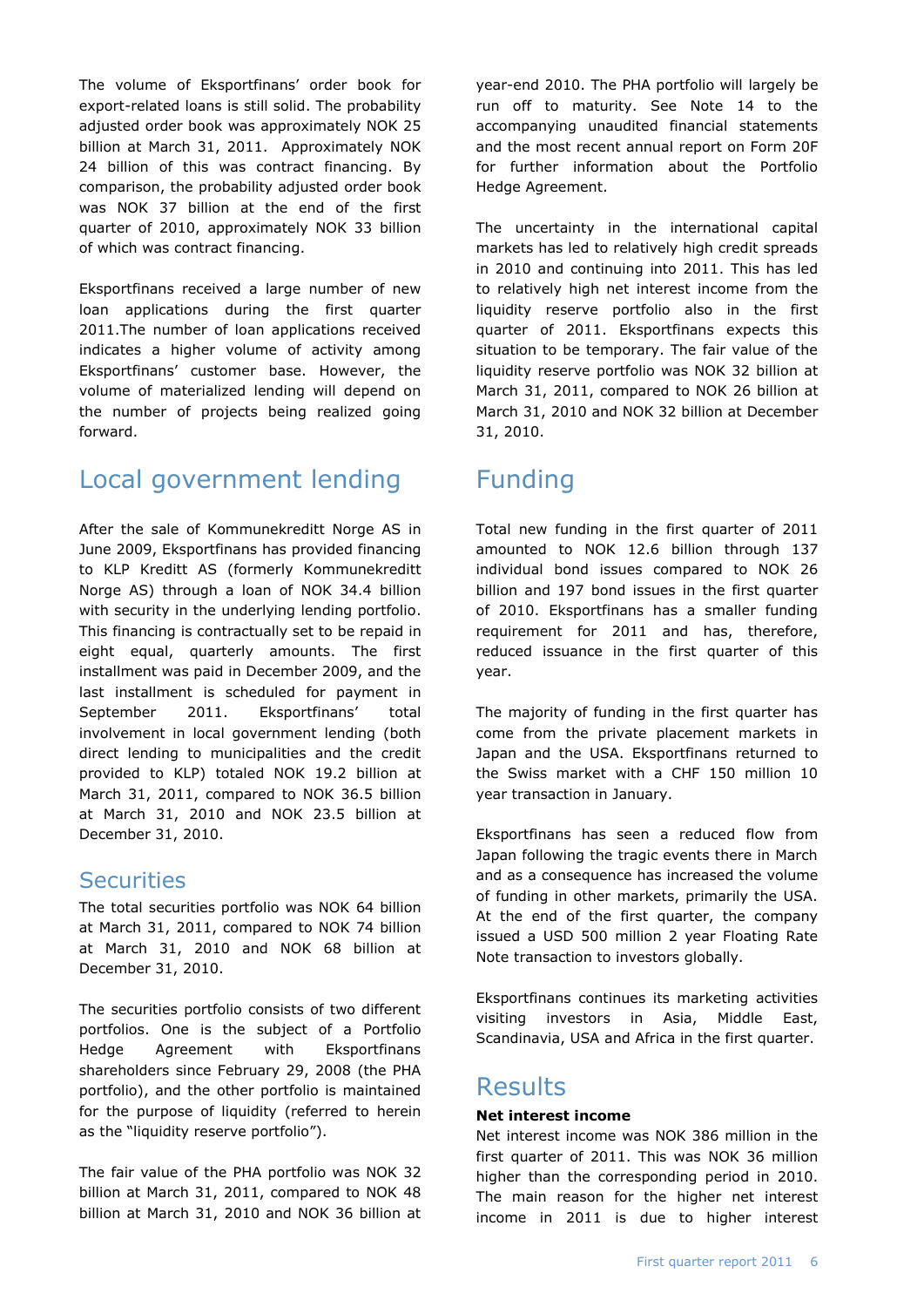The volume of Eksportfinans' order book for export-related loans is still solid. The probability adjusted order book was approximately NOK 25 billion at March 31, 2011. Approximately NOK 24 billion of this was contract financing. By comparison, the probability adjusted order book was NOK 37 billion at the end of the first quarter of 2010, approximately NOK 33 billion of which was contract financing.

Eksportfinans received a large number of new loan applications during the first quarter 2011.The number of loan applications received indicates a higher volume of activity among Eksportfinans' customer base. However, the volume of materialized lending will depend on the number of projects being realized going forward.

# Local government lending

After the sale of Kommunekreditt Norge AS in June 2009, Eksportfinans has provided financing to KLP Kreditt AS (formerly Kommunekreditt Norge AS) through a loan of NOK 34.4 billion with security in the underlying lending portfolio. This financing is contractually set to be repaid in eight equal, quarterly amounts. The first installment was paid in December 2009, and the last installment is scheduled for payment in September 2011. Eksportfinans' total involvement in local government lending (both direct lending to municipalities and the credit provided to KLP) totaled NOK 19.2 billion at March 31, 2011, compared to NOK 36.5 billion at March 31, 2010 and NOK 23.5 billion at December 31, 2010.

## Securities

The total securities portfolio was NOK 64 billion at March 31, 2011, compared to NOK 74 billion at March 31, 2010 and NOK 68 billion at December 31, 2010.

The securities portfolio consists of two different portfolios. One is the subject of a Portfolio Hedge Agreement with Eksportfinans shareholders since February 29, 2008 (the PHA portfolio), and the other portfolio is maintained for the purpose of liquidity (referred to herein as the "liquidity reserve portfolio").

The fair value of the PHA portfolio was NOK 32 billion at March 31, 2011, compared to NOK 48 billion at March 31, 2010 and NOK 36 billion at year-end 2010. The PHA portfolio will largely be run off to maturity. See Note 14 to the accompanying unaudited financial statements and the most recent annual report on Form 20F for further information about the Portfolio Hedge Agreement.

The uncertainty in the international capital markets has led to relatively high credit spreads in 2010 and continuing into 2011. This has led to relatively high net interest income from the liquidity reserve portfolio also in the first quarter of 2011. Eksportfinans expects this situation to be temporary. The fair value of the liquidity reserve portfolio was NOK 32 billion at March 31, 2011, compared to NOK 26 billion at March 31, 2010 and NOK 32 billion at December 31, 2010.

# Funding

Total new funding in the first quarter of 2011 amounted to NOK 12.6 billion through 137 individual bond issues compared to NOK 26 billion and 197 bond issues in the first quarter of 2010. Eksportfinans has a smaller funding requirement for 2011 and has, therefore, reduced issuance in the first quarter of this year.

The majority of funding in the first quarter has come from the private placement markets in Japan and the USA. Eksportfinans returned to the Swiss market with a CHF 150 million 10 year transaction in January.

Eksportfinans has seen a reduced flow from Japan following the tragic events there in March and as a consequence has increased the volume of funding in other markets, primarily the USA. At the end of the first quarter, the company issued a USD 500 million 2 year Floating Rate Note transaction to investors globally.

Eksportfinans continues its marketing activities visiting investors in Asia, Middle East, Scandinavia, USA and Africa in the first quarter.

# Results

**Net interest income**

Net interest income was NOK 386 million in the first quarter of 2011. This was NOK 36 million higher than the corresponding period in 2010. The main reason for the higher net interest income in 2011 is due to higher interest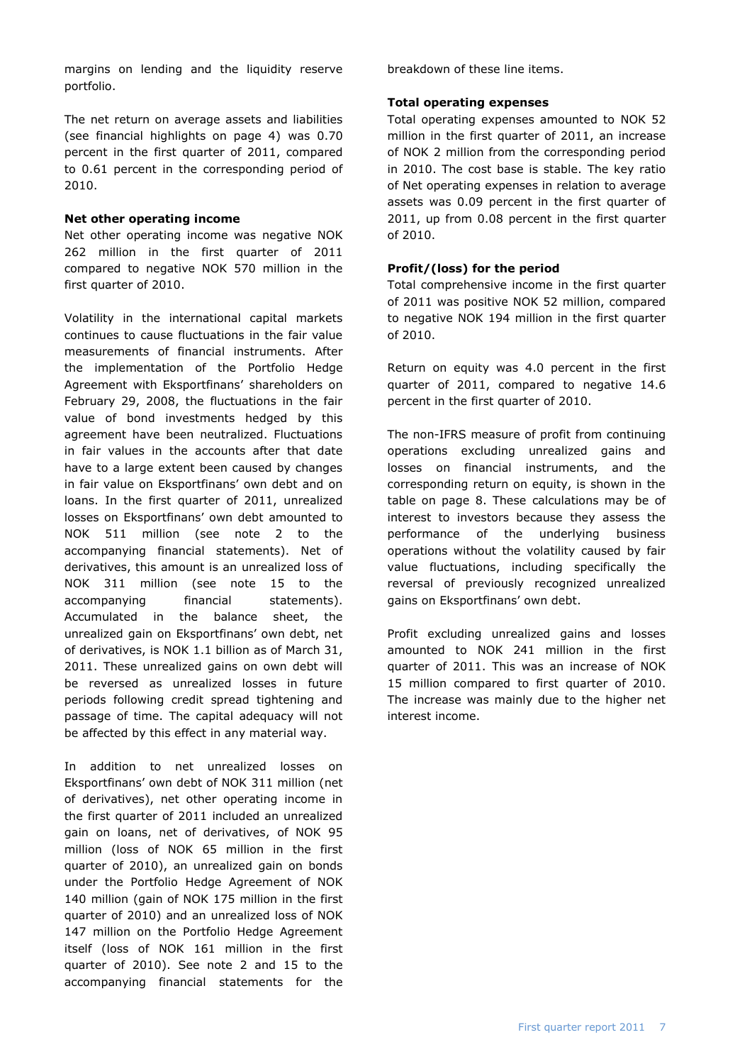margins on lending and the liquidity reserve portfolio.

The net return on average assets and liabilities (see financial highlights on page 4) was 0.70 percent in the first quarter of 2011, compared to 0.61 percent in the corresponding period of 2010.

**Net other operating income**

Net other operating income was negative NOK 262 million in the first quarter of 2011 compared to negative NOK 570 million in the first quarter of 2010.

Volatility in the international capital markets continues to cause fluctuations in the fair value measurements of financial instruments. After the implementation of the Portfolio Hedge Agreement with Eksportfinans' shareholders on February 29, 2008, the fluctuations in the fair value of bond investments hedged by this agreement have been neutralized. Fluctuations in fair values in the accounts after that date have to a large extent been caused by changes in fair value on Eksportfinans' own debt and on loans. In the first quarter of 2011, unrealized losses on Eksportfinans' own debt amounted to NOK 511 million (see note 2 to the accompanying financial statements). Net of derivatives, this amount is an unrealized loss of NOK 311 million (see note 15 to the accompanying financial statements). Accumulated in the balance sheet, the unrealized gain on Eksportfinans' own debt, net of derivatives, is NOK 1.1 billion as of March 31, 2011. These unrealized gains on own debt will be reversed as unrealized losses in future periods following credit spread tightening and passage of time. The capital adequacy will not be affected by this effect in any material way.

In addition to net unrealized losses on Eksportfinans' own debt of NOK 311 million (net of derivatives), net other operating income in the first quarter of 2011 included an unrealized gain on loans, net of derivatives, of NOK 95 million (loss of NOK 65 million in the first quarter of 2010), an unrealized gain on bonds under the Portfolio Hedge Agreement of NOK 140 million (gain of NOK 175 million in the first quarter of 2010) and an unrealized loss of NOK 147 million on the Portfolio Hedge Agreement itself (loss of NOK 161 million in the first quarter of 2010). See note 2 and 15 to the accompanying financial statements for the breakdown of these line items.

**Total operating expenses**

Total operating expenses amounted to NOK 52 million in the first quarter of 2011, an increase of NOK 2 million from the corresponding period in 2010. The cost base is stable. The key ratio of Net operating expenses in relation to average assets was 0.09 percent in the first quarter of 2011, up from 0.08 percent in the first quarter of 2010.

**Profit/(loss) for the period**

Total comprehensive income in the first quarter of 2011 was positive NOK 52 million, compared to negative NOK 194 million in the first quarter of 2010.

Return on equity was 4.0 percent in the first quarter of 2011, compared to negative 14.6 percent in the first quarter of 2010.

The non-IFRS measure of profit from continuing operations excluding unrealized gains and losses on financial instruments, and the corresponding return on equity, is shown in the table on page 8. These calculations may be of interest to investors because they assess the performance of the underlying business operations without the volatility caused by fair value fluctuations, including specifically the reversal of previously recognized unrealized gains on Eksportfinans' own debt.

Profit excluding unrealized gains and losses amounted to NOK 241 million in the first quarter of 2011. This was an increase of NOK 15 million compared to first quarter of 2010. The increase was mainly due to the higher net interest income.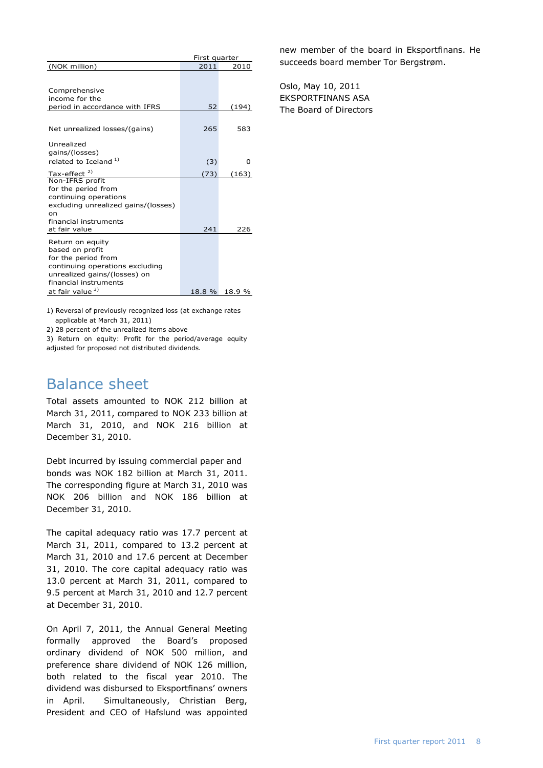| (NOK million) | First quarter 2011 | 2010 |
|---|---|---|
| Comprehensive income for the period in accordance with IFRS | 52 | (194) |
| Net unrealized losses/(gains) | 265 | 583 |
| Unrealized gains/(losses) related to Iceland [1] | (3) | 0 |
| Tax-effect [2] | (73) | (163) |
| Non-IFRS profit for the period from continuing operations excluding unrealized gains/(losses) on financial instruments at fair value | 241 | 226 |
| Return on equity based on profit for the period from continuing operations excluding unrealized gains/(losses) on financial instruments at fair value [3] | 18.8 % | 18.9 % |

1) Reversal of previously recognized loss (at exchange rates applicable at March 31, 2011)

2) 28 percent of the unrealized items above

3) Return on equity: Profit for the period/average equity adjusted for proposed not distributed dividends.

## Balance sheet

Total assets amounted to NOK 212 billion at March 31, 2011, compared to NOK 233 billion at March 31, 2010, and NOK 216 billion at December 31, 2010.

Debt incurred by issuing commercial paper and bonds was NOK 182 billion at March 31, 2011. The corresponding figure at March 31, 2010 was NOK 206 billion and NOK 186 billion at December 31, 2010.

The capital adequacy ratio was 17.7 percent at March 31, 2011, compared to 13.2 percent at March 31, 2010 and 17.6 percent at December 31, 2010. The core capital adequacy ratio was 13.0 percent at March 31, 2011, compared to 9.5 percent at March 31, 2010 and 12.7 percent at December 31, 2010.

On April 7, 2011, the Annual General Meeting formally approved the Board's proposed ordinary dividend of NOK 500 million, and preference share dividend of NOK 126 million, both related to the fiscal year 2010. The dividend was disbursed to Eksportfinans' owners in April. Simultaneously, Christian Berg, President and CEO of Hafslund was appointed new member of the board in Eksportfinans. He succeeds board member Tor Bergstrøm.

Oslo, May 10, 2011
EKSPORTFINANS ASA
The Board of Directors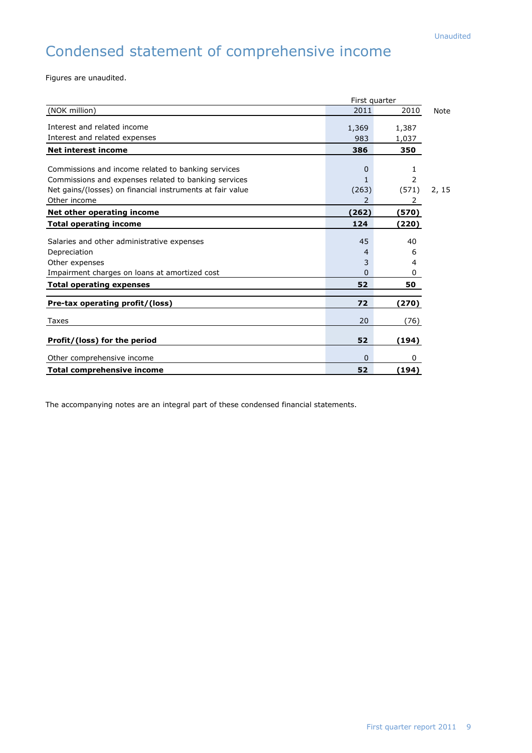Unaudited

# Condensed statement of comprehensive income

Figures are unaudited.

| (NOK million) | First quarter 2011 | 2010 | Note |
|---|---|---|---|
| Interest and related income | 1,369 | 1,387 | |
| Interest and related expenses | 983 | 1,037 | |
| **Net interest income** | **386** | **350** | |
| Commissions and income related to banking services | 0 | 1 | |
| Commissions and expenses related to banking services | 1 | 2 | |
| Net gains/(losses) on financial instruments at fair value | (263) | (571) | 2, 15 |
| Other income | 2 | 2 | |
| **Net other operating income** | **(262)** | **(570)** | |
| **Total operating income** | **124** | **(220)** | |
| Salaries and other administrative expenses | 45 | 40 | |
| Depreciation | 4 | 6 | |
| Other expenses | 3 | 4 | |
| Impairment charges on loans at amortized cost | 0 | 0 | |
| **Total operating expenses** | **52** | **50** | |
| **Pre-tax operating profit/(loss)** | **72** | **(270)** | |
| Taxes | 20 | (76) | |
| **Profit/(loss) for the period** | **52** | **(194)** | |
| Other comprehensive income | 0 | 0 | |
| **Total comprehensive income** | **52** | **(194)** | |

The accompanying notes are an integral part of these condensed financial statements.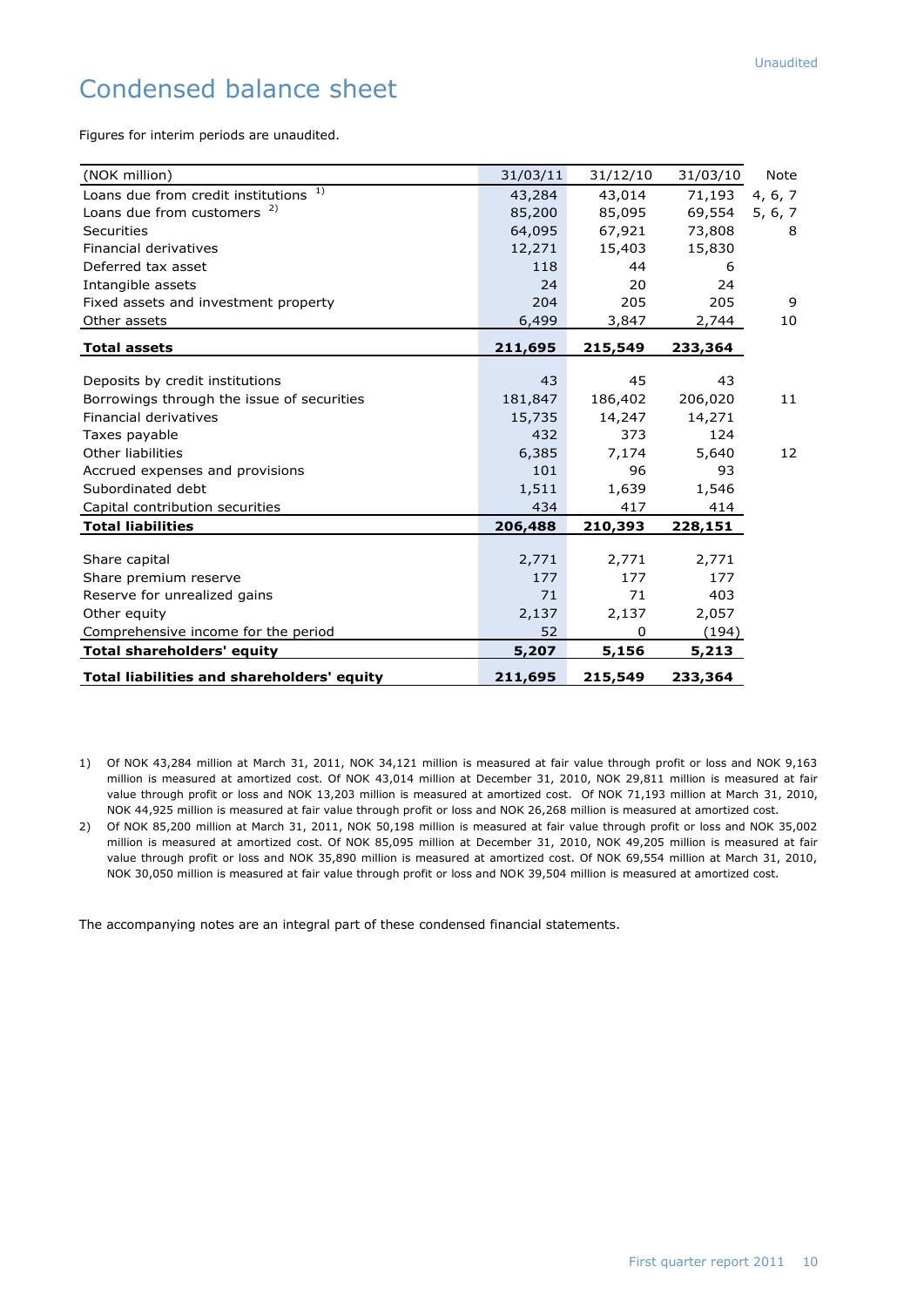# Condensed balance sheet

Figures for interim periods are unaudited.

| (NOK million) | 31/03/11 | 31/12/10 | 31/03/10 | Note |
|---|---|---|---|---|
| Loans due from credit institutions [1)] | 43,284 | 43,014 | 71,193 | 4, 6, 7 |
| Loans due from customers [2)] | 85,200 | 85,095 | 69,554 | 5, 6, 7 |
| Securities | 64,095 | 67,921 | 73,808 | 8 |
| Financial derivatives | 12,271 | 15,403 | 15,830 | |
| Deferred tax asset | 118 | 44 | 6 | |
| Intangible assets | 24 | 20 | 24 | |
| Fixed assets and investment property | 204 | 205 | 205 | 9 |
| Other assets | 6,499 | 3,847 | 2,744 | 10 |
| **Total assets** | **211,695** | **215,549** | **233,364** | |
| | | | | |
| Deposits by credit institutions | 43 | 45 | 43 | |
| Borrowings through the issue of securities | 181,847 | 186,402 | 206,020 | 11 |
| Financial derivatives | 15,735 | 14,247 | 14,271 | |
| Taxes payable | 432 | 373 | 124 | |
| Other liabilities | 6,385 | 7,174 | 5,640 | 12 |
| Accrued expenses and provisions | 101 | 96 | 93 | |
| Subordinated debt | 1,511 | 1,639 | 1,546 | |
| Capital contribution securities | 434 | 417 | 414 | |
| **Total liabilities** | **206,488** | **210,393** | **228,151** | |
| | | | | |
| Share capital | 2,771 | 2,771 | 2,771 | |
| Share premium reserve | 177 | 177 | 177 | |
| Reserve for unrealized gains | 71 | 71 | 403 | |
| Other equity | 2,137 | 2,137 | 2,057 | |
| Comprehensive income for the period | 52 | 0 | (194) | |
| **Total shareholders' equity** | **5,207** | **5,156** | **5,213** | |
| **Total liabilities and shareholders' equity** | **211,695** | **215,549** | **233,364** | |

1) Of NOK 43,284 million at March 31, 2011, NOK 34,121 million is measured at fair value through profit or loss and NOK 9,163 million is measured at amortized cost. Of NOK 43,014 million at December 31, 2010, NOK 29,811 million is measured at fair value through profit or loss and NOK 13,203 million is measured at amortized cost. Of NOK 71,193 million at March 31, 2010, NOK 44,925 million is measured at fair value through profit or loss and NOK 26,268 million is measured at amortized cost.

2) Of NOK 85,200 million at March 31, 2011, NOK 50,198 million is measured at fair value through profit or loss and NOK 35,002 million is measured at amortized cost. Of NOK 85,095 million at December 31, 2010, NOK 49,205 million is measured at fair value through profit or loss and NOK 35,890 million is measured at amortized cost. Of NOK 69,554 million at March 31, 2010, NOK 30,050 million is measured at fair value through profit or loss and NOK 39,504 million is measured at amortized cost.

The accompanying notes are an integral part of these condensed financial statements.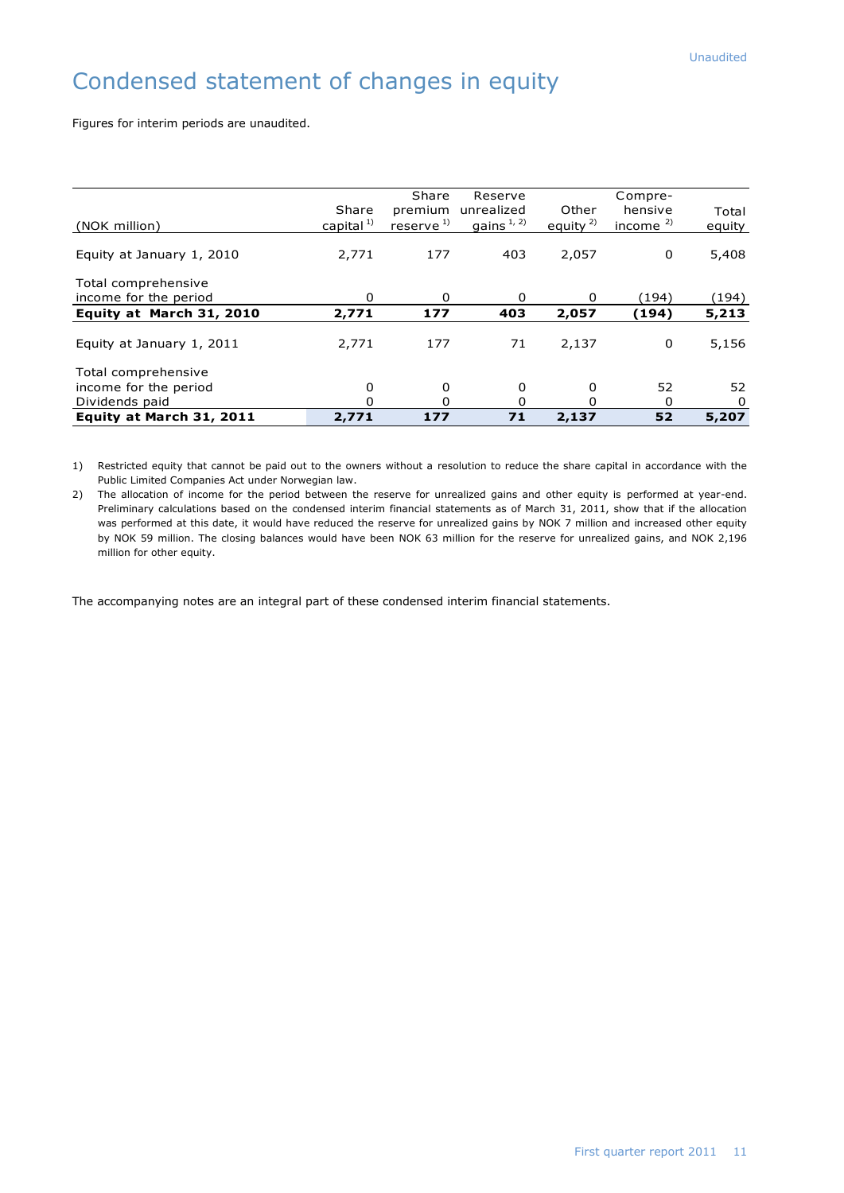Unaudited

# Condensed statement of changes in equity

Figures for interim periods are unaudited.

| (NOK million) | Share capital [1] | Share premium reserve [1] | Reserve unrealized gains [1, 2] | Other equity [2] | Comprehensive income [2] | Total equity |
|---|---|---|---|---|---|---|
| Equity at January 1, 2010 | 2,771 | 177 | 403 | 2,057 | 0 | 5,408 |
| Total comprehensive income for the period | 0 | 0 | 0 | 0 | (194) | (194) |
| **Equity at March 31, 2010** | **2,771** | **177** | **403** | **2,057** | **(194)** | **5,213** |
| Equity at January 1, 2011 | 2,771 | 177 | 71 | 2,137 | 0 | 5,156 |
| Total comprehensive income for the period | 0 | 0 | 0 | 0 | 52 | 52 |
| Dividends paid | 0 | 0 | 0 | 0 | 0 | 0 |
| **Equity at March 31, 2011** | **2,771** | **177** | **71** | **2,137** | **52** | **5,207** |

1) Restricted equity that cannot be paid out to the owners without a resolution to reduce the share capital in accordance with the Public Limited Companies Act under Norwegian law.

2) The allocation of income for the period between the reserve for unrealized gains and other equity is performed at year-end. Preliminary calculations based on the condensed interim financial statements as of March 31, 2011, show that if the allocation was performed at this date, it would have reduced the reserve for unrealized gains by NOK 7 million and increased other equity by NOK 59 million. The closing balances would have been NOK 63 million for the reserve for unrealized gains, and NOK 2,196 million for other equity.

The accompanying notes are an integral part of these condensed interim financial statements.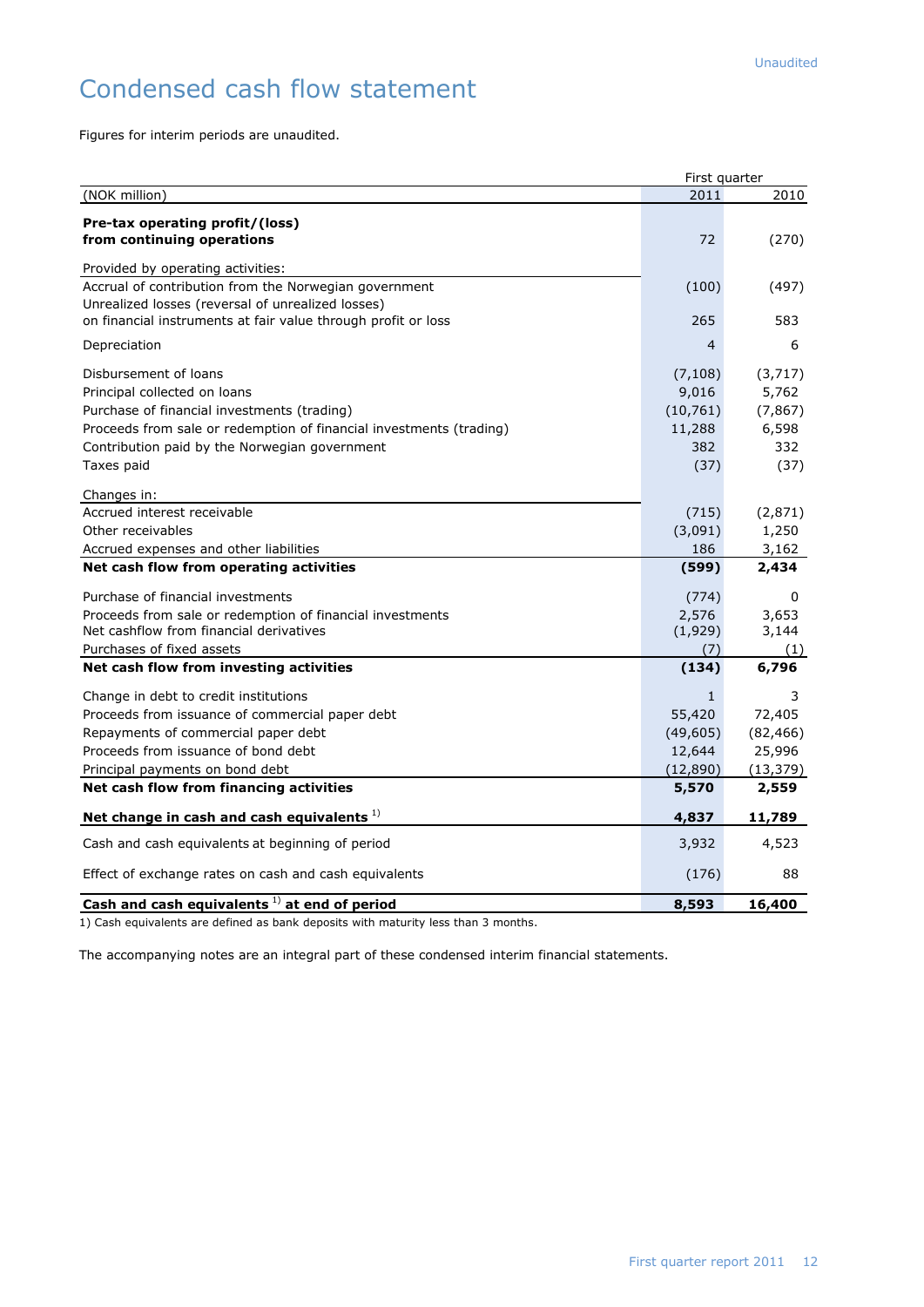# Condensed cash flow statement

Figures for interim periods are unaudited.

| | First quarter | |
|---|---|---|
| (NOK million) | 2011 | 2010 |
| **Pre-tax operating profit/(loss) from continuing operations** | 72 | (270) |
| Provided by operating activities: | | |
| Accrual of contribution from the Norwegian government | (100) | (497) |
| Unrealized losses (reversal of unrealized losses) on financial instruments at fair value through profit or loss | 265 | 583 |
| Depreciation | 4 | 6 |
| Disbursement of loans | (7,108) | (3,717) |
| Principal collected on loans | 9,016 | 5,762 |
| Purchase of financial investments (trading) | (10,761) | (7,867) |
| Proceeds from sale or redemption of financial investments (trading) | 11,288 | 6,598 |
| Contribution paid by the Norwegian government | 382 | 332 |
| Taxes paid | (37) | (37) |
| Changes in: | | |
| Accrued interest receivable | (715) | (2,871) |
| Other receivables | (3,091) | 1,250 |
| Accrued expenses and other liabilities | 186 | 3,162 |
| **Net cash flow from operating activities** | **(599)** | **2,434** |
| Purchase of financial investments | (774) | 0 |
| Proceeds from sale or redemption of financial investments | 2,576 | 3,653 |
| Net cashflow from financial derivatives | (1,929) | 3,144 |
| Purchases of fixed assets | (7) | (1) |
| **Net cash flow from investing activities** | **(134)** | **6,796** |
| Change in debt to credit institutions | 1 | 3 |
| Proceeds from issuance of commercial paper debt | 55,420 | 72,405 |
| Repayments of commercial paper debt | (49,605) | (82,466) |
| Proceeds from issuance of bond debt | 12,644 | 25,996 |
| Principal payments on bond debt | (12,890) | (13,379) |
| **Net cash flow from financing activities** | **5,570** | **2,559** |
| **Net change in cash and cash equivalents** [1] | **4,837** | **11,789** |
| Cash and cash equivalents at beginning of period | 3,932 | 4,523 |
| Effect of exchange rates on cash and cash equivalents | (176) | 88 |
| **Cash and cash equivalents** [1] **at end of period** | **8,593** | **16,400** |

1) Cash equivalents are defined as bank deposits with maturity less than 3 months.

The accompanying notes are an integral part of these condensed interim financial statements.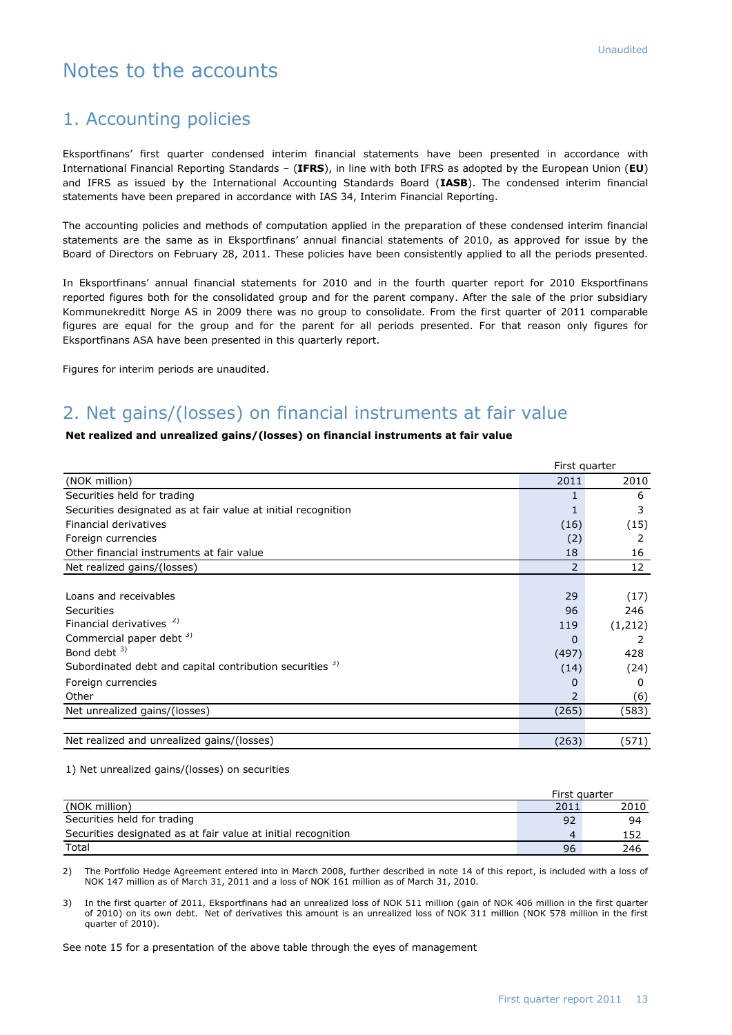Unaudited

# Notes to the accounts

## 1. Accounting policies

Eksportfinans' first quarter condensed interim financial statements have been presented in accordance with International Financial Reporting Standards – (**IFRS**), in line with both IFRS as adopted by the European Union (**EU**) and IFRS as issued by the International Accounting Standards Board (**IASB**). The condensed interim financial statements have been prepared in accordance with IAS 34, Interim Financial Reporting.

The accounting policies and methods of computation applied in the preparation of these condensed interim financial statements are the same as in Eksportfinans' annual financial statements of 2010, as approved for issue by the Board of Directors on February 28, 2011. These policies have been consistently applied to all the periods presented.

In Eksportfinans' annual financial statements for 2010 and in the fourth quarter report for 2010 Eksportfinans reported figures both for the consolidated group and for the parent company. After the sale of the prior subsidiary Kommunekreditt Norge AS in 2009 there was no group to consolidate. From the first quarter of 2011 comparable figures are equal for the group and for the parent for all periods presented. For that reason only figures for Eksportfinans ASA have been presented in this quarterly report.

Figures for interim periods are unaudited.

## 2. Net gains/(losses) on financial instruments at fair value

**Net realized and unrealized gains/(losses) on financial instruments at fair value**

| | First quarter | |
|---|---|---|
| (NOK million) | 2011 | 2010 |
| Securities held for trading | 1 | 6 |
| Securities designated as at fair value at initial recognition | 1 | 3 |
| Financial derivatives | (16) | (15) |
| Foreign currencies | (2) | 2 |
| Other financial instruments at fair value | 18 | 16 |
| Net realized gains/(losses) | 2 | 12 |
| | | |
| Loans and receivables | 29 | (17) |
| Securities | 96 | 246 |
| Financial derivatives [2)] | 119 | (1,212) |
| Commercial paper debt [3)] | 0 | 2 |
| Bond debt [3)] | (497) | 428 |
| Subordinated debt and capital contribution securities [3)] | (14) | (24) |
| Foreign currencies | 0 | 0 |
| Other | 2 | (6) |
| Net unrealized gains/(losses) | (265) | (583) |
| | | |
| Net realized and unrealized gains/(losses) | (263) | (571) |

1) Net unrealized gains/(losses) on securities

| | First quarter | |
|---|---|---|
| (NOK million) | 2011 | 2010 |
| Securities held for trading | 92 | 94 |
| Securities designated as at fair value at initial recognition | 4 | 152 |
| Total | 96 | 246 |

2) The Portfolio Hedge Agreement entered into in March 2008, further described in note 14 of this report, is included with a loss of NOK 147 million as of March 31, 2011 and a loss of NOK 161 million as of March 31, 2010.

3) In the first quarter of 2011, Eksportfinans had an unrealized loss of NOK 511 million (gain of NOK 406 million in the first quarter of 2010) on its own debt. Net of derivatives this amount is an unrealized loss of NOK 311 million (NOK 578 million in the first quarter of 2010).

See note 15 for a presentation of the above table through the eyes of management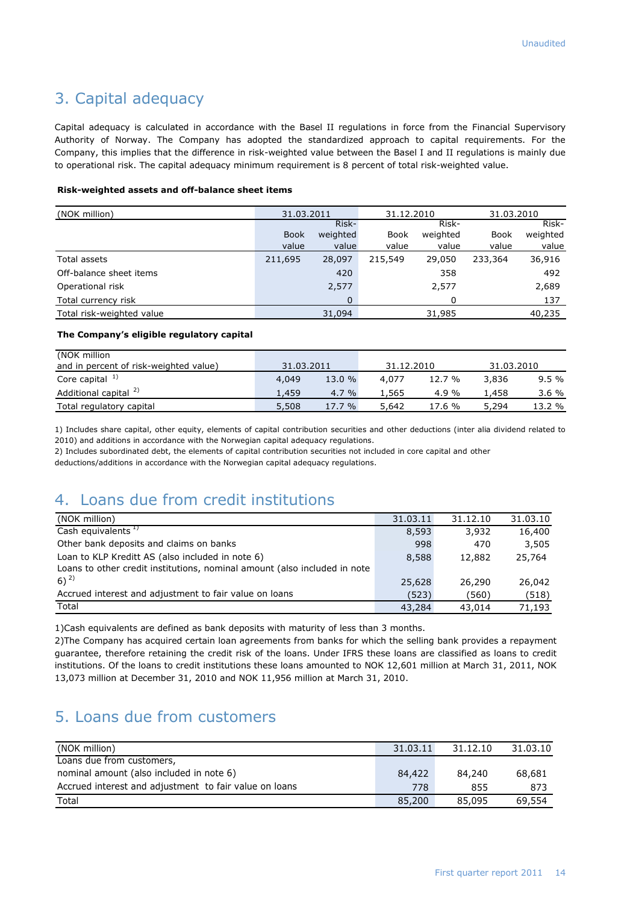## 3. Capital adequacy

Capital adequacy is calculated in accordance with the Basel II regulations in force from the Financial Supervisory Authority of Norway. The Company has adopted the standardized approach to capital requirements. For the Company, this implies that the difference in risk-weighted value between the Basel I and II regulations is mainly due to operational risk. The capital adequacy minimum requirement is 8 percent of total risk-weighted value.

**Risk-weighted assets and off-balance sheet items**

| (NOK million) | 31.03.2011 | | 31.12.2010 | | 31.03.2010 | |
|---|---|---|---|---|---|---|
| | Book value | Risk-weighted value | Book value | Risk-weighted value | Book value | Risk-weighted value |
| Total assets | 211,695 | 28,097 | 215,549 | 29,050 | 233,364 | 36,916 |
| Off-balance sheet items | | 420 | | 358 | | 492 |
| Operational risk | | 2,577 | | 2,577 | | 2,689 |
| Total currency risk | | 0 | | 0 | | 137 |
| Total risk-weighted value | | 31,094 | | 31,985 | | 40,235 |

**The Company's eligible regulatory capital**

| (NOK million and in percent of risk-weighted value) | 31.03.2011 | | 31.12.2010 | | 31.03.2010 | |
|---|---|---|---|---|---|---|
| Core capital [1] | 4,049 | 13.0 % | 4,077 | 12.7 % | 3,836 | 9.5 % |
| Additional capital [2] | 1,459 | 4.7 % | 1,565 | 4.9 % | 1,458 | 3.6 % |
| Total regulatory capital | 5,508 | 17.7 % | 5,642 | 17.6 % | 5,294 | 13.2 % |

1) Includes share capital, other equity, elements of capital contribution securities and other deductions (inter alia dividend related to 2010) and additions in accordance with the Norwegian capital adequacy regulations.
2) Includes subordinated debt, the elements of capital contribution securities not included in core capital and other deductions/additions in accordance with the Norwegian capital adequacy regulations.

## 4. Loans due from credit institutions

| (NOK million) | 31.03.11 | 31.12.10 | 31.03.10 |
|---|---|---|---|
| Cash equivalents [1] | 8,593 | 3,932 | 16,400 |
| Other bank deposits and claims on banks | 998 | 470 | 3,505 |
| Loan to KLP Kreditt AS (also included in note 6) | 8,588 | 12,882 | 25,764 |
| Loans to other credit institutions, nominal amount (also included in note 6) [2] | 25,628 | 26,290 | 26,042 |
| Accrued interest and adjustment to fair value on loans | (523) | (560) | (518) |
| Total | 43,284 | 43,014 | 71,193 |

1)Cash equivalents are defined as bank deposits with maturity of less than 3 months.
2)The Company has acquired certain loan agreements from banks for which the selling bank provides a repayment guarantee, therefore retaining the credit risk of the loans. Under IFRS these loans are classified as loans to credit institutions. Of the loans to credit institutions these loans amounted to NOK 12,601 million at March 31, 2011, NOK 13,073 million at December 31, 2010 and NOK 11,956 million at March 31, 2010.

## 5. Loans due from customers

| (NOK million) | 31.03.11 | 31.12.10 | 31.03.10 |
|---|---|---|---|
| Loans due from customers, nominal amount (also included in note 6) | 84,422 | 84,240 | 68,681 |
| Accrued interest and adjustment to fair value on loans | 778 | 855 | 873 |
| Total | 85,200 | 85,095 | 69,554 |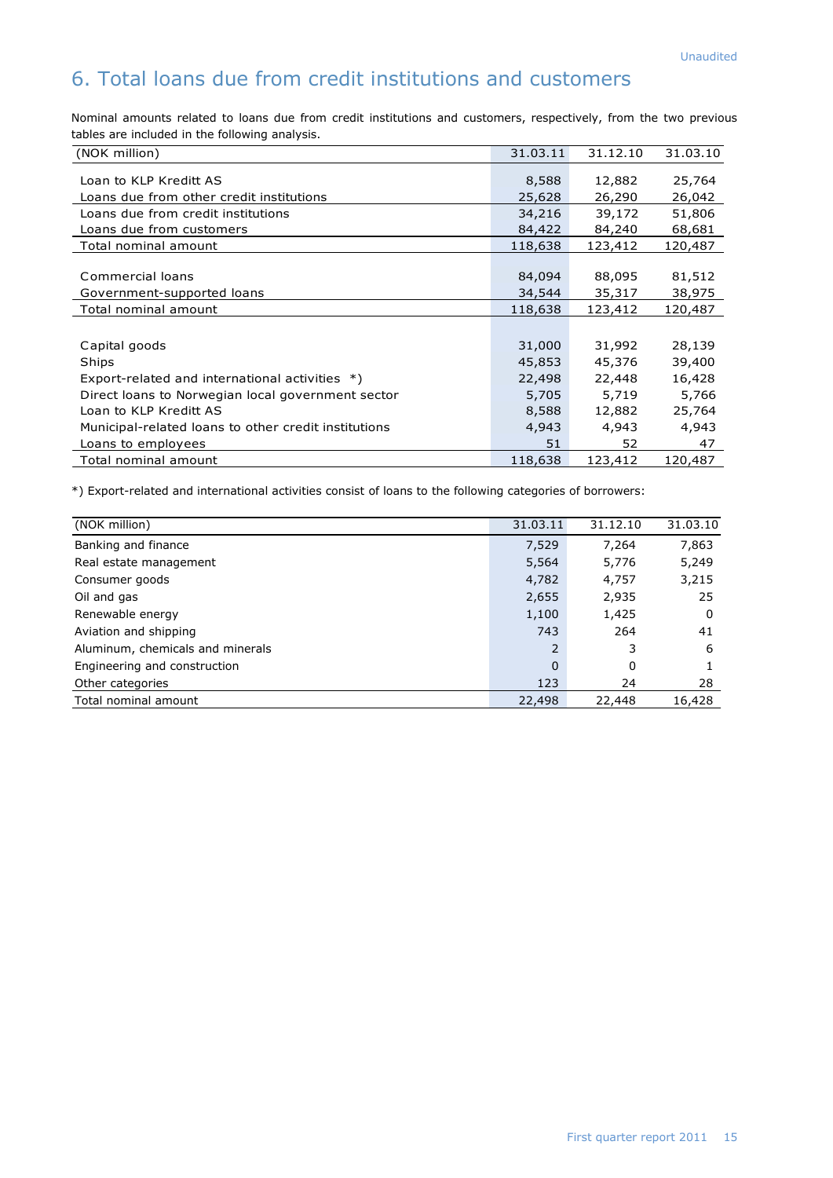Unaudited

# 6. Total loans due from credit institutions and customers

Nominal amounts related to loans due from credit institutions and customers, respectively, from the two previous tables are included in the following analysis.

| (NOK million) | 31.03.11 | 31.12.10 | 31.03.10 |
|---|---|---|---|
| Loan to KLP Kreditt AS | 8,588 | 12,882 | 25,764 |
| Loans due from other credit institutions | 25,628 | 26,290 | 26,042 |
| Loans due from credit institutions | 34,216 | 39,172 | 51,806 |
| Loans due from customers | 84,422 | 84,240 | 68,681 |
| Total nominal amount | 118,638 | 123,412 | 120,487 |
| | | | |
| Commercial loans | 84,094 | 88,095 | 81,512 |
| Government-supported loans | 34,544 | 35,317 | 38,975 |
| Total nominal amount | 118,638 | 123,412 | 120,487 |
| | | | |
| Capital goods | 31,000 | 31,992 | 28,139 |
| Ships | 45,853 | 45,376 | 39,400 |
| Export-related and international activities *) | 22,498 | 22,448 | 16,428 |
| Direct loans to Norwegian local government sector | 5,705 | 5,719 | 5,766 |
| Loan to KLP Kreditt AS | 8,588 | 12,882 | 25,764 |
| Municipal-related loans to other credit institutions | 4,943 | 4,943 | 4,943 |
| Loans to employees | 51 | 52 | 47 |
| Total nominal amount | 118,638 | 123,412 | 120,487 |

*) Export-related and international activities consist of loans to the following categories of borrowers:

| (NOK million) | 31.03.11 | 31.12.10 | 31.03.10 |
|---|---|---|---|
| Banking and finance | 7,529 | 7,264 | 7,863 |
| Real estate management | 5,564 | 5,776 | 5,249 |
| Consumer goods | 4,782 | 4,757 | 3,215 |
| Oil and gas | 2,655 | 2,935 | 25 |
| Renewable energy | 1,100 | 1,425 | 0 |
| Aviation and shipping | 743 | 264 | 41 |
| Aluminum, chemicals and minerals | 2 | 3 | 6 |
| Engineering and construction | 0 | 0 | 1 |
| Other categories | 123 | 24 | 28 |
| Total nominal amount | 22,498 | 22,448 | 16,428 |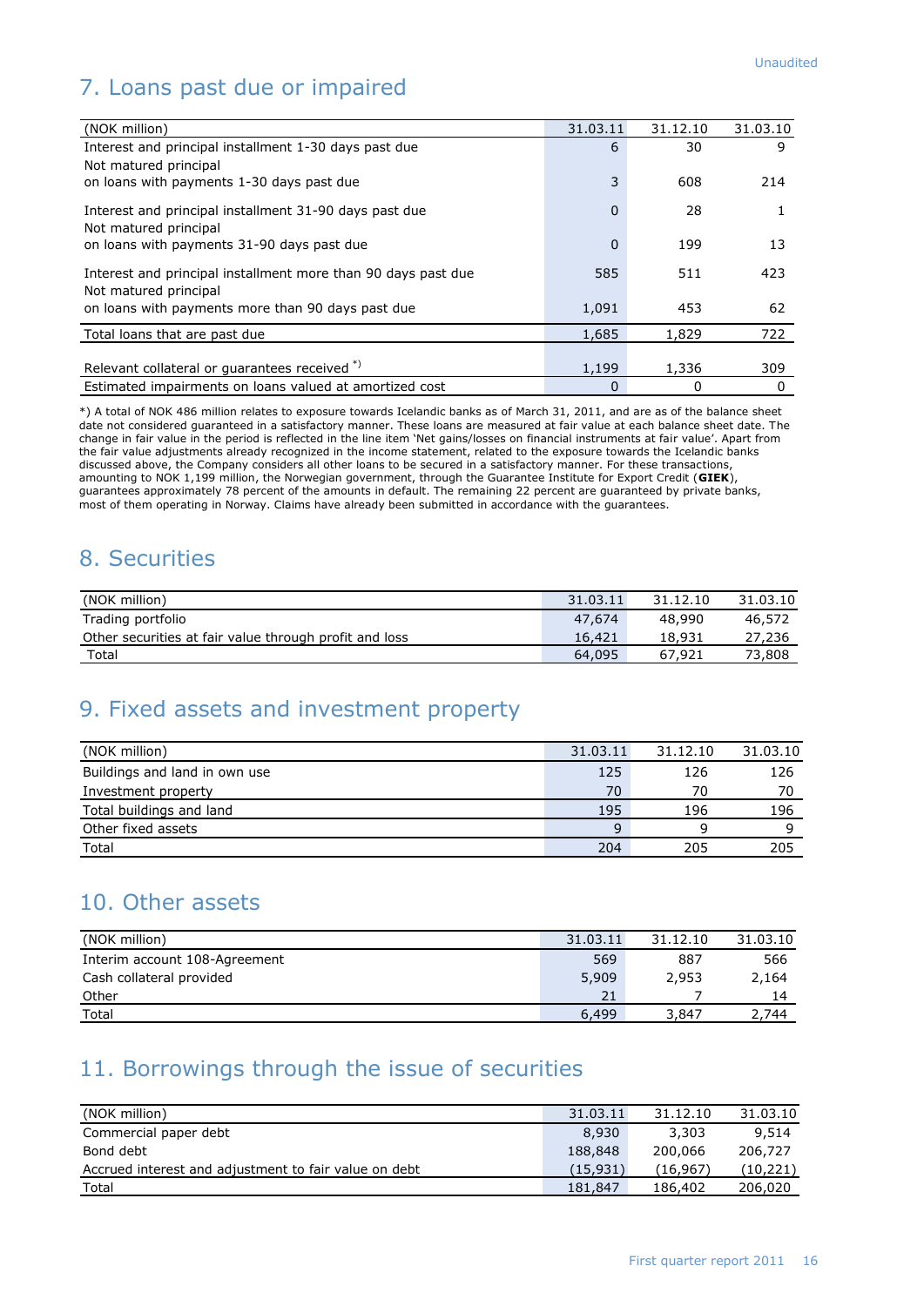Unaudited

## 7. Loans past due or impaired

| (NOK million) | 31.03.11 | 31.12.10 | 31.03.10 |
|---|---|---|---|
| Interest and principal installment 1-30 days past due | 6 | 30 | 9 |
| Not matured principal<br>on loans with payments 1-30 days past due | 3 | 608 | 214 |
| Interest and principal installment 31-90 days past due | 0 | 28 | 1 |
| Not matured principal<br>on loans with payments 31-90 days past due | 0 | 199 | 13 |
| Interest and principal installment more than 90 days past due | 585 | 511 | 423 |
| Not matured principal<br>on loans with payments more than 90 days past due | 1,091 | 453 | 62 |
| Total loans that are past due | 1,685 | 1,829 | 722 |
| Relevant collateral or guarantees received *) | 1,199 | 1,336 | 309 |
| Estimated impairments on loans valued at amortized cost | 0 | 0 | 0 |

*) A total of NOK 486 million relates to exposure towards Icelandic banks as of March 31, 2011, and are as of the balance sheet date not considered guaranteed in a satisfactory manner. These loans are measured at fair value at each balance sheet date. The change in fair value in the period is reflected in the line item 'Net gains/losses on financial instruments at fair value'. Apart from the fair value adjustments already recognized in the income statement, related to the exposure towards the Icelandic banks discussed above, the Company considers all other loans to be secured in a satisfactory manner. For these transactions, amounting to NOK 1,199 million, the Norwegian government, through the Guarantee Institute for Export Credit (**GIEK**), guarantees approximately 78 percent of the amounts in default. The remaining 22 percent are guaranteed by private banks, most of them operating in Norway. Claims have already been submitted in accordance with the guarantees.

## 8. Securities

| (NOK million) | 31.03.11 | 31.12.10 | 31.03.10 |
|---|---|---|---|
| Trading portfolio | 47,674 | 48,990 | 46,572 |
| Other securities at fair value through profit and loss | 16,421 | 18,931 | 27,236 |
| Total | 64,095 | 67,921 | 73,808 |

## 9. Fixed assets and investment property

| (NOK million) | 31.03.11 | 31.12.10 | 31.03.10 |
|---|---|---|---|
| Buildings and land in own use | 125 | 126 | 126 |
| Investment property | 70 | 70 | 70 |
| Total buildings and land | 195 | 196 | 196 |
| Other fixed assets | 9 | 9 | 9 |
| Total | 204 | 205 | 205 |

## 10. Other assets

| (NOK million) | 31.03.11 | 31.12.10 | 31.03.10 |
|---|---|---|---|
| Interim account 108-Agreement | 569 | 887 | 566 |
| Cash collateral provided | 5,909 | 2,953 | 2,164 |
| Other | 21 | 7 | 14 |
| Total | 6,499 | 3,847 | 2,744 |

## 11. Borrowings through the issue of securities

| (NOK million) | 31.03.11 | 31.12.10 | 31.03.10 |
|---|---|---|---|
| Commercial paper debt | 8,930 | 3,303 | 9,514 |
| Bond debt | 188,848 | 200,066 | 206,727 |
| Accrued interest and adjustment to fair value on debt | (15,931) | (16,967) | (10,221) |
| Total | 181,847 | 186,402 | 206,020 |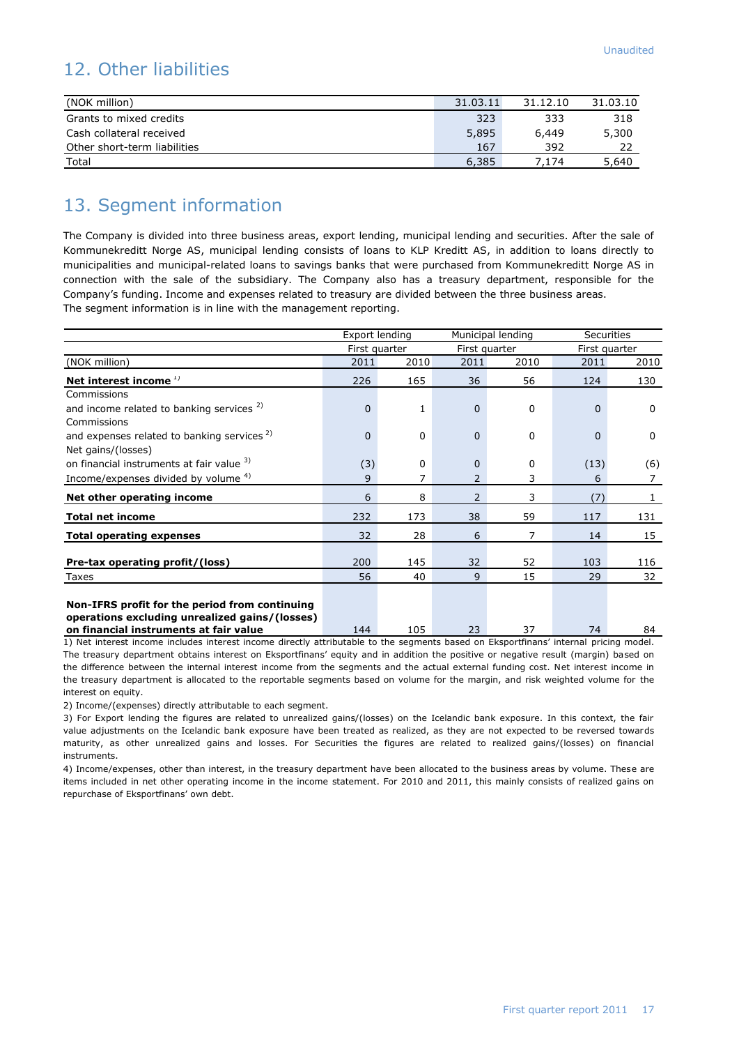## 12. Other liabilities

| (NOK million) | 31.03.11 | 31.12.10 | 31.03.10 |
|---|---|---|---|
| Grants to mixed credits | 323 | 333 | 318 |
| Cash collateral received | 5,895 | 6,449 | 5,300 |
| Other short-term liabilities | 167 | 392 | 22 |
| Total | 6,385 | 7,174 | 5,640 |

## 13. Segment information

The Company is divided into three business areas, export lending, municipal lending and securities. After the sale of Kommunekreditt Norge AS, municipal lending consists of loans to KLP Kreditt AS, in addition to loans directly to municipalities and municipal-related loans to savings banks that were purchased from Kommunekreditt Norge AS in connection with the sale of the subsidiary. The Company also has a treasury department, responsible for the Company's funding. Income and expenses related to treasury are divided between the three business areas.
The segment information is in line with the management reporting.

| | Export lending | | Municipal lending | | Securities | |
|---|---|---|---|---|---|---|
| | First quarter | | First quarter | | First quarter | |
| (NOK million) | 2011 | 2010 | 2011 | 2010 | 2011 | 2010 |
| **Net interest income** [1] | 226 | 165 | 36 | 56 | 124 | 130 |
| Commissions and income related to banking services [2] | 0 | 1 | 0 | 0 | 0 | 0 |
| Commissions and expenses related to banking services [2] | 0 | 0 | 0 | 0 | 0 | 0 |
| Net gains/(losses) on financial instruments at fair value [3] | (3) | 0 | 0 | 0 | (13) | (6) |
| Income/expenses divided by volume [4] | 9 | 7 | 2 | 3 | 6 | 7 |
| **Net other operating income** | 6 | 8 | 2 | 3 | (7) | 1 |
| **Total net income** | 232 | 173 | 38 | 59 | 117 | 131 |
| **Total operating expenses** | 32 | 28 | 6 | 7 | 14 | 15 |
| **Pre-tax operating profit/(loss)** | 200 | 145 | 32 | 52 | 103 | 116 |
| Taxes | 56 | 40 | 9 | 15 | 29 | 32 |
| **Non-IFRS profit for the period from continuing operations excluding unrealized gains/(losses) on financial instruments at fair value** | 144 | 105 | 23 | 37 | 74 | 84 |

1) Net interest income includes interest income directly attributable to the segments based on Eksportfinans' internal pricing model. The treasury department obtains interest on Eksportfinans' equity and in addition the positive or negative result (margin) based on the difference between the internal interest income from the segments and the actual external funding cost. Net interest income in the treasury department is allocated to the reportable segments based on volume for the margin, and risk weighted volume for the interest on equity.

2) Income/(expenses) directly attributable to each segment.

3) For Export lending the figures are related to unrealized gains/(losses) on the Icelandic bank exposure. In this context, the fair value adjustments on the Icelandic bank exposure have been treated as realized, as they are not expected to be reversed towards maturity, as other unrealized gains and losses. For Securities the figures are related to realized gains/(losses) on financial instruments.

4) Income/expenses, other than interest, in the treasury department have been allocated to the business areas by volume. These are items included in net other operating income in the income statement. For 2010 and 2011, this mainly consists of realized gains on repurchase of Eksportfinans' own debt.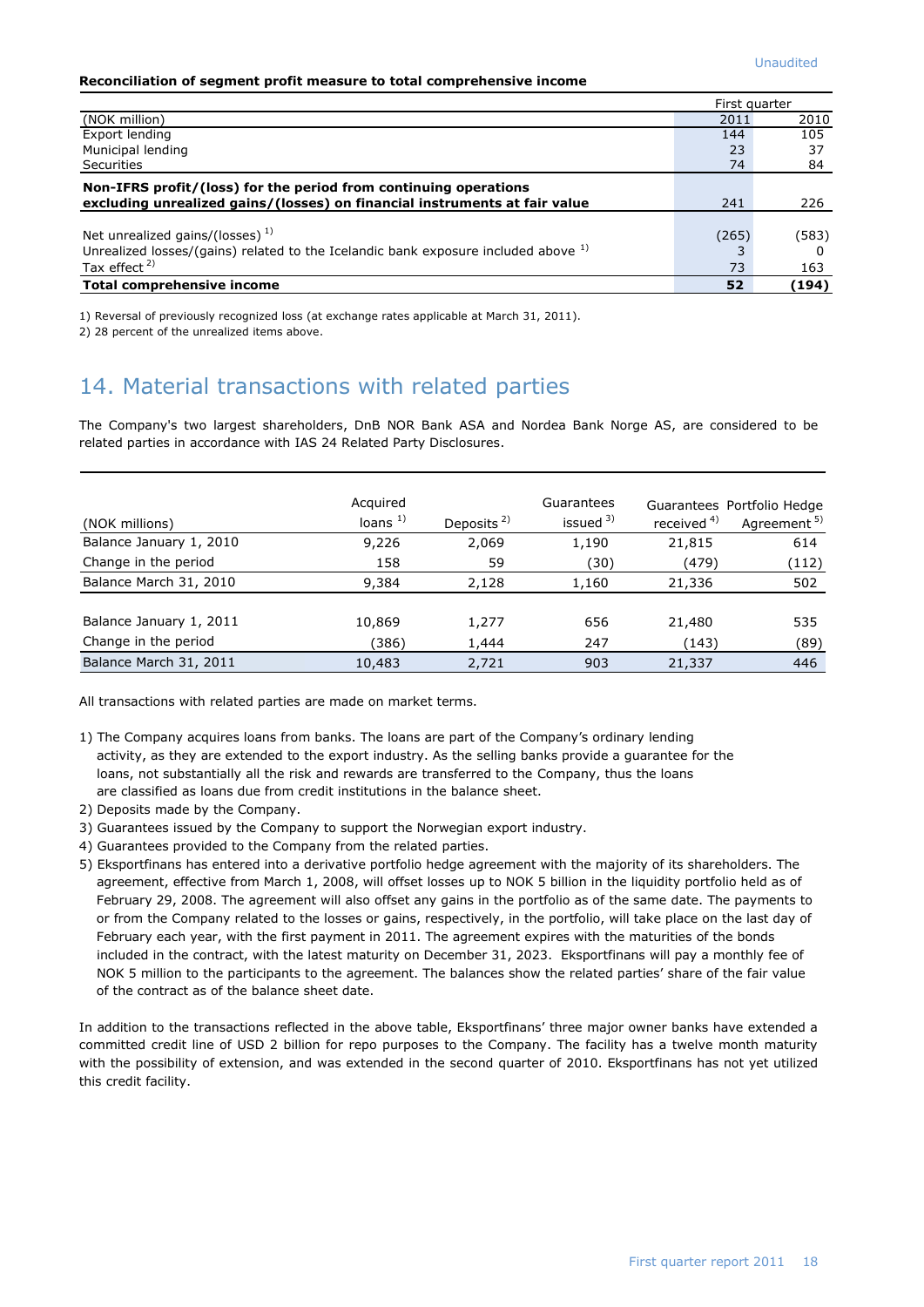Unaudited

**Reconciliation of segment profit measure to total comprehensive income**

| (NOK million) | First quarter 2011 | First quarter 2010 |
|---|---|---|
| Export lending | 144 | 105 |
| Municipal lending | 23 | 37 |
| Securities | 74 | 84 |
| **Non-IFRS profit/(loss) for the period from continuing operations excluding unrealized gains/(losses) on financial instruments at fair value** | 241 | 226 |
| Net unrealized gains/(losses) [1] | (265) | (583) |
| Unrealized losses/(gains) related to the Icelandic bank exposure included above [1] | 3 | 0 |
| Tax effect [2] | 73 | 163 |
| **Total comprehensive income** | **52** | **(194)** |

1) Reversal of previously recognized loss (at exchange rates applicable at March 31, 2011).

2) 28 percent of the unrealized items above.

## 14. Material transactions with related parties

The Company's two largest shareholders, DnB NOR Bank ASA and Nordea Bank Norge AS, are considered to be related parties in accordance with IAS 24 Related Party Disclosures.

| (NOK millions) | Acquired loans [1] | Deposits [2] | Guarantees issued [3] | Guarantees received [4] | Portfolio Hedge Agreement [5] |
|---|---|---|---|---|---|
| Balance January 1, 2010 | 9,226 | 2,069 | 1,190 | 21,815 | 614 |
| Change in the period | 158 | 59 | (30) | (479) | (112) |
| Balance March 31, 2010 | 9,384 | 2,128 | 1,160 | 21,336 | 502 |
| | | | | | |
| Balance January 1, 2011 | 10,869 | 1,277 | 656 | 21,480 | 535 |
| Change in the period | (386) | 1,444 | 247 | (143) | (89) |
| Balance March 31, 2011 | 10,483 | 2,721 | 903 | 21,337 | 446 |

All transactions with related parties are made on market terms.

1) The Company acquires loans from banks. The loans are part of the Company's ordinary lending activity, as they are extended to the export industry. As the selling banks provide a guarantee for the loans, not substantially all the risk and rewards are transferred to the Company, thus the loans are classified as loans due from credit institutions in the balance sheet.
2) Deposits made by the Company.
3) Guarantees issued by the Company to support the Norwegian export industry.
4) Guarantees provided to the Company from the related parties.
5) Eksportfinans has entered into a derivative portfolio hedge agreement with the majority of its shareholders. The agreement, effective from March 1, 2008, will offset losses up to NOK 5 billion in the liquidity portfolio held as of February 29, 2008. The agreement will also offset any gains in the portfolio as of the same date. The payments to or from the Company related to the losses or gains, respectively, in the portfolio, will take place on the last day of February each year, with the first payment in 2011. The agreement expires with the maturities of the bonds included in the contract, with the latest maturity on December 31, 2023. Eksportfinans will pay a monthly fee of NOK 5 million to the participants to the agreement. The balances show the related parties' share of the fair value of the contract as of the balance sheet date.

In addition to the transactions reflected in the above table, Eksportfinans' three major owner banks have extended a committed credit line of USD 2 billion for repo purposes to the Company. The facility has a twelve month maturity with the possibility of extension, and was extended in the second quarter of 2010. Eksportfinans has not yet utilized this credit facility.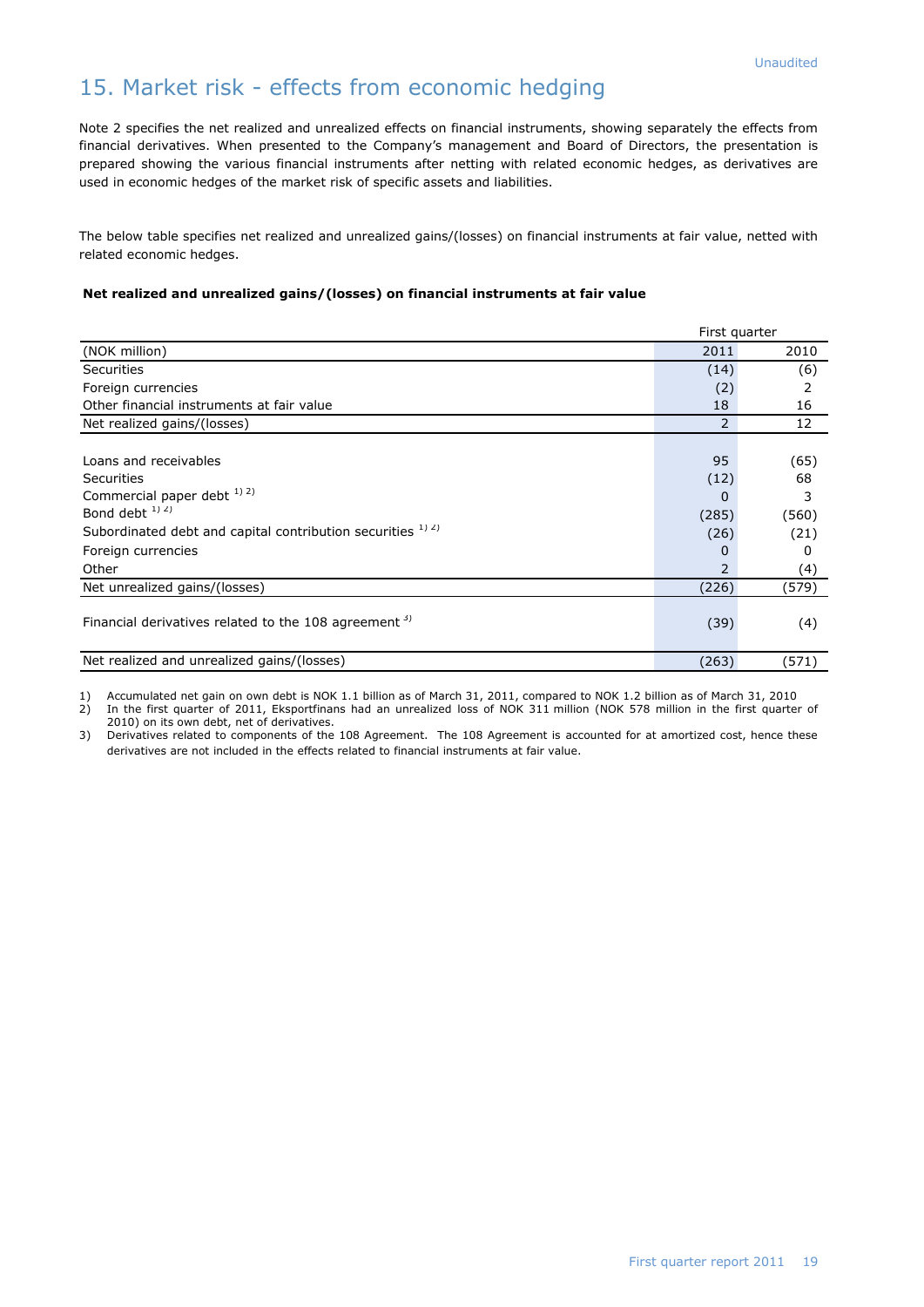Unaudited

## 15. Market risk - effects from economic hedging

Note 2 specifies the net realized and unrealized effects on financial instruments, showing separately the effects from financial derivatives. When presented to the Company's management and Board of Directors, the presentation is prepared showing the various financial instruments after netting with related economic hedges, as derivatives are used in economic hedges of the market risk of specific assets and liabilities.

The below table specifies net realized and unrealized gains/(losses) on financial instruments at fair value, netted with related economic hedges.

**Net realized and unrealized gains/(losses) on financial instruments at fair value**

| | First quarter | |
|---|---|---|
| (NOK million) | 2011 | 2010 |
| Securities | (14) | (6) |
| Foreign currencies | (2) | 2 |
| Other financial instruments at fair value | 18 | 16 |
| Net realized gains/(losses) | 2 | 12 |
| | | |
| Loans and receivables | 95 | (65) |
| Securities | (12) | 68 |
| Commercial paper debt [1) 2)] | 0 | 3 |
| Bond debt [1) 2)] | (285) | (560) |
| Subordinated debt and capital contribution securities [1) 2)] | (26) | (21) |
| Foreign currencies | 0 | 0 |
| Other | 2 | (4) |
| Net unrealized gains/(losses) | (226) | (579) |
| | | |
| Financial derivatives related to the 108 agreement [3)] | (39) | (4) |
| | | |
| Net realized and unrealized gains/(losses) | (263) | (571) |

1) Accumulated net gain on own debt is NOK 1.1 billion as of March 31, 2011, compared to NOK 1.2 billion as of March 31, 2010
2) In the first quarter of 2011, Eksportfinans had an unrealized loss of NOK 311 million (NOK 578 million in the first quarter of 2010) on its own debt, net of derivatives.
3) Derivatives related to components of the 108 Agreement. The 108 Agreement is accounted for at amortized cost, hence these derivatives are not included in the effects related to financial instruments at fair value.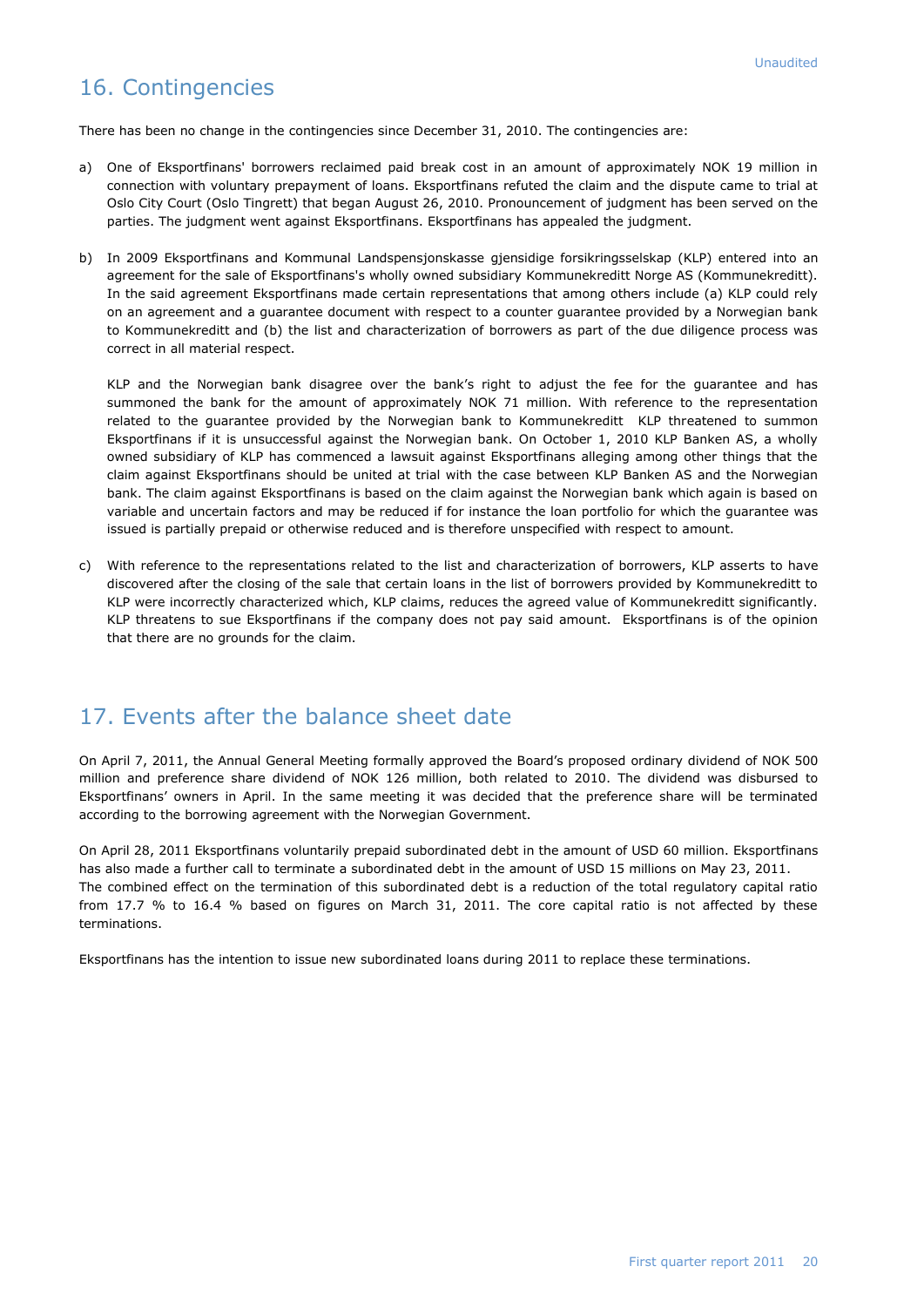Unaudited

## 16. Contingencies

There has been no change in the contingencies since December 31, 2010. The contingencies are:

a) One of Eksportfinans' borrowers reclaimed paid break cost in an amount of approximately NOK 19 million in connection with voluntary prepayment of loans. Eksportfinans refuted the claim and the dispute came to trial at Oslo City Court (Oslo Tingrett) that began August 26, 2010. Pronouncement of judgment has been served on the parties. The judgment went against Eksportfinans. Eksportfinans has appealed the judgment.

b) In 2009 Eksportfinans and Kommunal Landspensjonskasse gjensidige forsikringsselskap (KLP) entered into an agreement for the sale of Eksportfinans's wholly owned subsidiary Kommunekreditt Norge AS (Kommunekreditt). In the said agreement Eksportfinans made certain representations that among others include (a) KLP could rely on an agreement and a guarantee document with respect to a counter guarantee provided by a Norwegian bank to Kommunekreditt and (b) the list and characterization of borrowers as part of the due diligence process was correct in all material respect.

   KLP and the Norwegian bank disagree over the bank's right to adjust the fee for the guarantee and has summoned the bank for the amount of approximately NOK 71 million. With reference to the representation related to the guarantee provided by the Norwegian bank to Kommunekreditt KLP threatened to summon Eksportfinans if it is unsuccessful against the Norwegian bank. On October 1, 2010 KLP Banken AS, a wholly owned subsidiary of KLP has commenced a lawsuit against Eksportfinans alleging among other things that the claim against Eksportfinans should be united at trial with the case between KLP Banken AS and the Norwegian bank. The claim against Eksportfinans is based on the claim against the Norwegian bank which again is based on variable and uncertain factors and may be reduced if for instance the loan portfolio for which the guarantee was issued is partially prepaid or otherwise reduced and is therefore unspecified with respect to amount.

c) With reference to the representations related to the list and characterization of borrowers, KLP asserts to have discovered after the closing of the sale that certain loans in the list of borrowers provided by Kommunekreditt to KLP were incorrectly characterized which, KLP claims, reduces the agreed value of Kommunekreditt significantly. KLP threatens to sue Eksportfinans if the company does not pay said amount. Eksportfinans is of the opinion that there are no grounds for the claim.

## 17. Events after the balance sheet date

On April 7, 2011, the Annual General Meeting formally approved the Board's proposed ordinary dividend of NOK 500 million and preference share dividend of NOK 126 million, both related to 2010. The dividend was disbursed to Eksportfinans' owners in April. In the same meeting it was decided that the preference share will be terminated according to the borrowing agreement with the Norwegian Government.

On April 28, 2011 Eksportfinans voluntarily prepaid subordinated debt in the amount of USD 60 million. Eksportfinans has also made a further call to terminate a subordinated debt in the amount of USD 15 millions on May 23, 2011. The combined effect on the termination of this subordinated debt is a reduction of the total regulatory capital ratio from 17.7 % to 16.4 % based on figures on March 31, 2011. The core capital ratio is not affected by these terminations.

Eksportfinans has the intention to issue new subordinated loans during 2011 to replace these terminations.